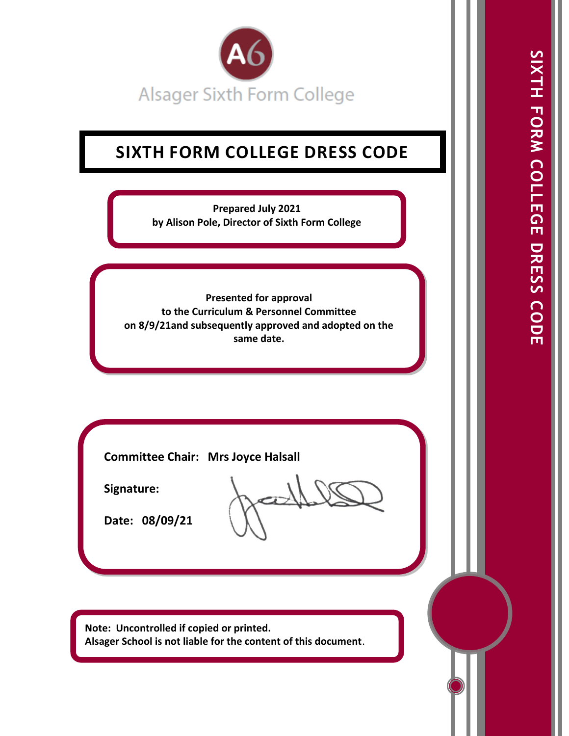A6

Alsager Sixth Form College

# SIXTH FORM COLLEGE DRESS CODE

**Prepared July 2021**
**by Alison Pole, Director of Sixth Form College**

**Presented for approval**
**to the Curriculum & Personnel Committee**
**on 8/9/21and subsequently approved and adopted on the same date.**

**Committee Chair:** **Mrs Joyce Halsall**

**Signature:**

**Date:** **08/09/21**

**Note: Uncontrolled if copied or printed.**
**Alsager School is not liable for the content of this document**.

SIXTH FORM COLLEGE DRESS CODE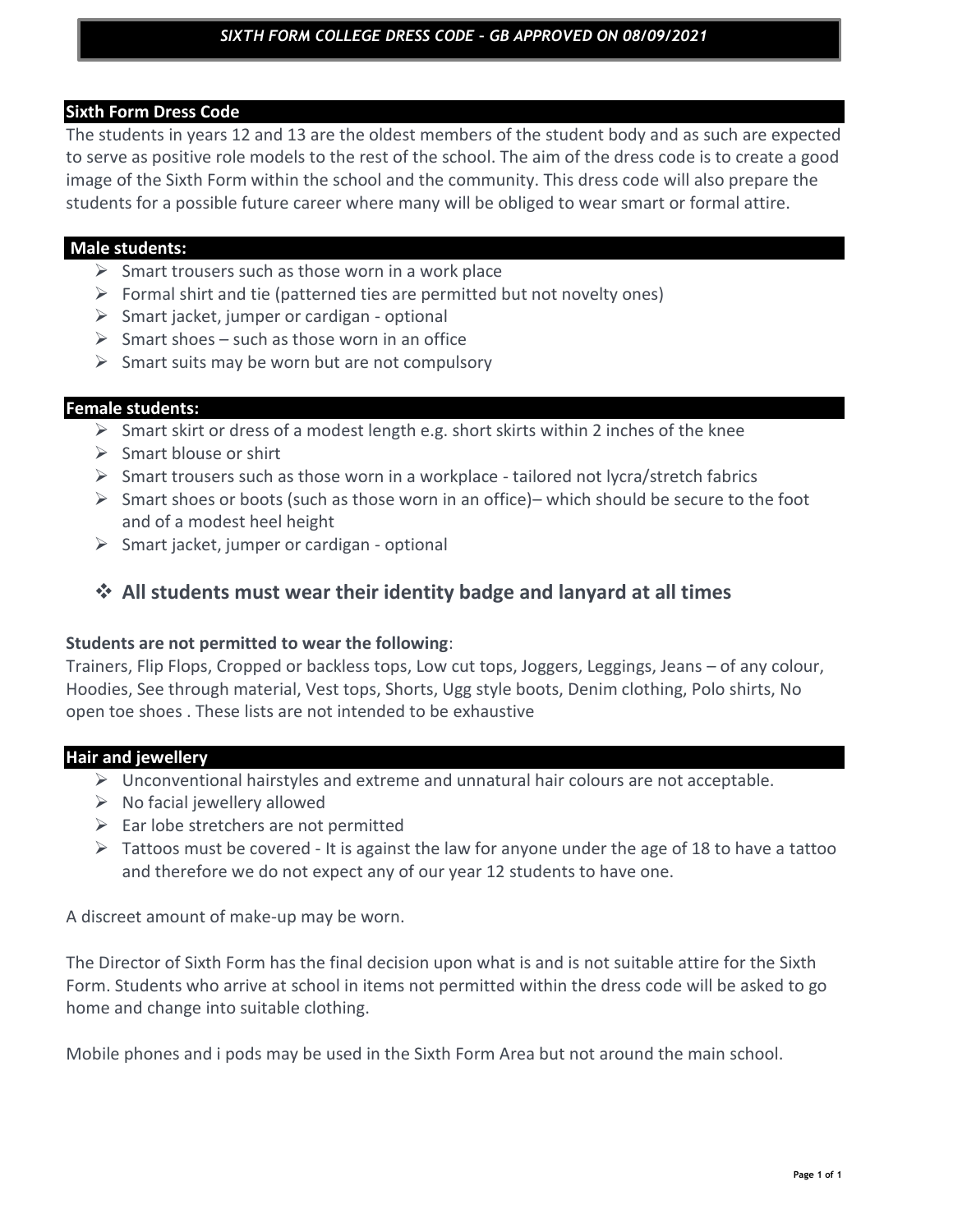# *SIXTH FORM COLLEGE DRESS CODE – GB APPROVED ON 08/09/2021*

## Sixth Form Dress Code

The students in years 12 and 13 are the oldest members of the student body and as such are expected to serve as positive role models to the rest of the school. The aim of the dress code is to create a good image of the Sixth Form within the school and the community. This dress code will also prepare the students for a possible future career where many will be obliged to wear smart or formal attire.

## Male students:

- Smart trousers such as those worn in a work place
- Formal shirt and tie (patterned ties are permitted but not novelty ones)
- Smart jacket, jumper or cardigan - optional
- Smart shoes – such as those worn in an office
- Smart suits may be worn but are not compulsory

## Female students:

- Smart skirt or dress of a modest length e.g. short skirts within 2 inches of the knee
- Smart blouse or shirt
- Smart trousers such as those worn in a workplace - tailored not lycra/stretch fabrics
- Smart shoes or boots (such as those worn in an office)– which should be secure to the foot and of a modest heel height
- Smart jacket, jumper or cardigan - optional

### ❖ All students must wear their identity badge and lanyard at all times

**Students are not permitted to wear the following**:
Trainers, Flip Flops, Cropped or backless tops, Low cut tops, Joggers, Leggings, Jeans – of any colour, Hoodies, See through material, Vest tops, Shorts, Ugg style boots, Denim clothing, Polo shirts, No open toe shoes . These lists are not intended to be exhaustive

## Hair and jewellery

- Unconventional hairstyles and extreme and unnatural hair colours are not acceptable.
- No facial jewellery allowed
- Ear lobe stretchers are not permitted
- Tattoos must be covered - It is against the law for anyone under the age of 18 to have a tattoo and therefore we do not expect any of our year 12 students to have one.

A discreet amount of make-up may be worn.

The Director of Sixth Form has the final decision upon what is and is not suitable attire for the Sixth Form. Students who arrive at school in items not permitted within the dress code will be asked to go home and change into suitable clothing.

Mobile phones and i pods may be used in the Sixth Form Area but not around the main school.